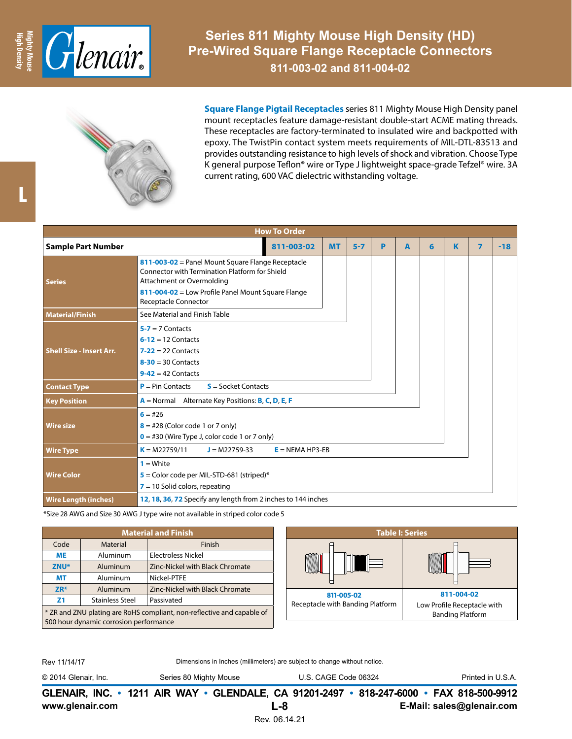# Series 811 Mighty Mouse High Density (HD) Pre-Wired Square Flange Receptacle Connectors

## 811-003-02 and 811-004-02

**Square Flange Pigtail Receptacles** series 811 Mighty Mouse High Density panel mount receptacles feature damage-resistant double-start ACME mating threads. These receptacles are factory-terminated to insulated wire and backpotted with epoxy. The TwistPin contact system meets requirements of MIL-DTL-83513 and provides outstanding resistance to high levels of shock and vibration. Choose Type K general purpose Teflon® wire or Type J lightweight space-grade Tefzel® wire. 3A current rating, 600 VAC dielectric withstanding voltage.

### How To Order

| Sample Part Number | 811-003-02 | MT | 5-7 | P | A | 6 | K | 7 | -18 |
|---|---|---|---|---|---|---|---|---|---|

| Field | Description |
|---|---|
| Series | **811-003-02** = Panel Mount Square Flange Receptacle Connector with Termination Platform for Shield Attachment or Overmolding<br>**811-004-02** = Low Profile Panel Mount Square Flange Receptacle Connector |
| Material/Finish | See Material and Finish Table |
| Shell Size - Insert Arr. | **5-7** = 7 Contacts<br>**6-12** = 12 Contacts<br>**7-22** = 22 Contacts<br>**8-30** = 30 Contacts<br>**9-42** = 42 Contacts |
| Contact Type | **P** = Pin Contacts **S** = Socket Contacts |
| Key Position | **A** = Normal Alternate Key Positions: **B**, **C**, **D**, **E**, **F** |
| Wire size | **6** = #26<br>**8** = #28 (Color code 1 or 7 only)<br>**0** = #30 (Wire Type J, color code 1 or 7 only) |
| Wire Type | **K** = M22759/11 **J** = M22759-33 **E** = NEMA HP3-EB |
| Wire Color | **1** = White<br>**5** = Color code per MIL-STD-681 (striped)*<br>**7** = 10 Solid colors, repeating |
| Wire Length (inches) | **12**, **18**, **36**, **72** Specify any length from 2 inches to 144 inches |

*Size 28 AWG and Size 30 AWG J type wire not available in striped color code 5

### Material and Finish

| Code | Material | Finish |
|---|---|---|
| ME | Aluminum | Electroless Nickel |
| ZNU* | Aluminum | Zinc-Nickel with Black Chromate |
| MT | Aluminum | Nickel-PTFE |
| ZR* | Aluminum | Zinc-Nickel with Black Chromate |
| Z1 | Stainless Steel | Passivated |

* ZR and ZNU plating are RoHS compliant, non-reflective and capable of 500 hour dynamic corrosion performance

### Table I: Series

| 811-005-02 | 811-004-02 |
|---|---|
| Receptacle with Banding Platform | Low Profile Receptacle with Banding Platform |

Rev 11/14/17

Dimensions in Inches (millimeters) are subject to change without notice.

© 2014 Glenair, Inc. Series 80 Mighty Mouse U.S. CAGE Code 06324 Printed in U.S.A.

**GLENAIR, INC. • 1211 AIR WAY • GLENDALE, CA 91201-2497 • 818-247-6000 • FAX 818-500-9912**
**www.glenair.com** **E-Mail: sales@glenair.com**

Rev. 06.14.21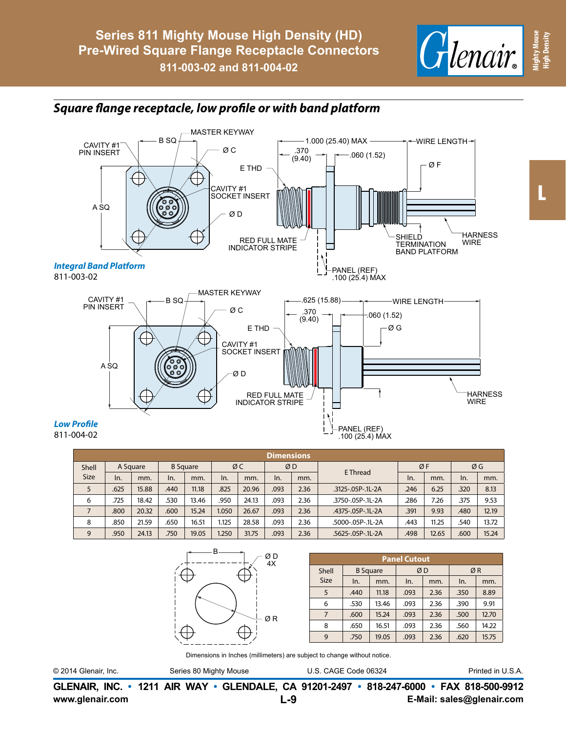# Series 811 Mighty Mouse High Density (HD) Pre-Wired Square Flange Receptacle Connectors

**811-003-02 and 811-004-02**

## *Square flange receptacle, low profile or with band platform*

CAVITY #1 PIN INSERT
B SQ
MASTER KEYWAY
Ø C
E THD
CAVITY #1 SOCKET INSERT
A SQ
Ø D
RED FULL MATE INDICATOR STRIPE
1.000 (25.40) MAX
.370 (9.40)
.060 (1.52)
WIRE LENGTH
Ø F
SHIELD TERMINATION BAND PLATFORM
HARNESS WIRE
PANEL (REF) .100 (25.4) MAX

***Integral Band Platform***
811-003-02

CAVITY #1 PIN INSERT
B SQ
MASTER KEYWAY
Ø C
E THD
CAVITY #1 SOCKET INSERT
A SQ
Ø D
RED FULL MATE INDICATOR STRIPE
.625 (15.88)
.370 (9.40)
.060 (1.52)
WIRE LENGTH
Ø G
HARNESS WIRE
PANEL (REF) .100 (25.4) MAX

***Low Profile***
811-004-02

| Dimensions | | | | | | | | | | | | | | |
|---|---|---|---|---|---|---|---|---|---|---|---|---|---|---|
| Shell Size | A Square | | B Square | | Ø C | | Ø D | | E Thread | Ø F | | Ø G | |
| | In. | mm. | In. | mm. | In. | mm. | In. | mm. | | In. | mm. | In. | mm. |
| 5 | .625 | 15.88 | .440 | 11.18 | .825 | 20.96 | .093 | 2.36 | .3125-.05P-.1L-2A | .246 | 6.25 | .320 | 8.13 |
| 6 | .725 | 18.42 | .530 | 13.46 | .950 | 24.13 | .093 | 2.36 | .3750-.05P-.1L-2A | .286 | 7.26 | .375 | 9.53 |
| 7 | .800 | 20.32 | .600 | 15.24 | 1.050 | 26.67 | .093 | 2.36 | .4375-.05P-.1L-2A | .391 | 9.93 | .480 | 12.19 |
| 8 | .850 | 21.59 | .650 | 16.51 | 1.125 | 28.58 | .093 | 2.36 | .5000-.05P-.1L-2A | .443 | 11.25 | .540 | 13.72 |
| 9 | .950 | 24.13 | .750 | 19.05 | 1.250 | 31.75 | .093 | 2.36 | .5625-.05P-.1L-2A | .498 | 12.65 | .600 | 15.24 |

B
Ø D 4X
Ø R

| Panel Cutout | | | | | | |
|---|---|---|---|---|---|---|
| Shell Size | B Square | | Ø D | | Ø R | |
| | In. | mm. | In. | mm. | In. | mm. |
| 5 | .440 | 11.18 | .093 | 2.36 | .350 | 8.89 |
| 6 | .530 | 13.46 | .093 | 2.36 | .390 | 9.91 |
| 7 | .600 | 15.24 | .093 | 2.36 | .500 | 12.70 |
| 8 | .650 | 16.51 | .093 | 2.36 | .560 | 14.22 |
| 9 | .750 | 19.05 | .093 | 2.36 | .620 | 15.75 |

Dimensions in Inches (millimeters) are subject to change without notice.